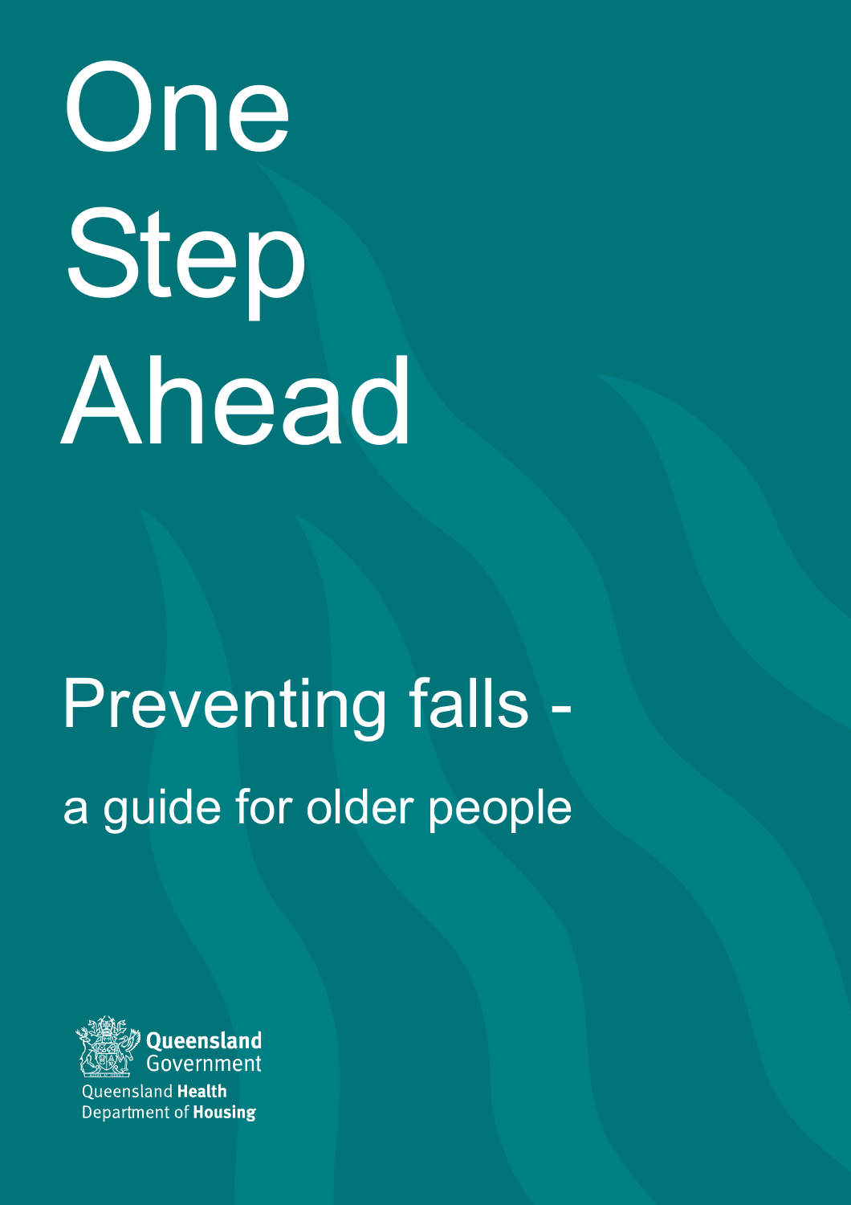# One Step Ahead

## Preventing falls -

a guide for older people

Queensland Government

Queensland **Health**

Department of **Housing**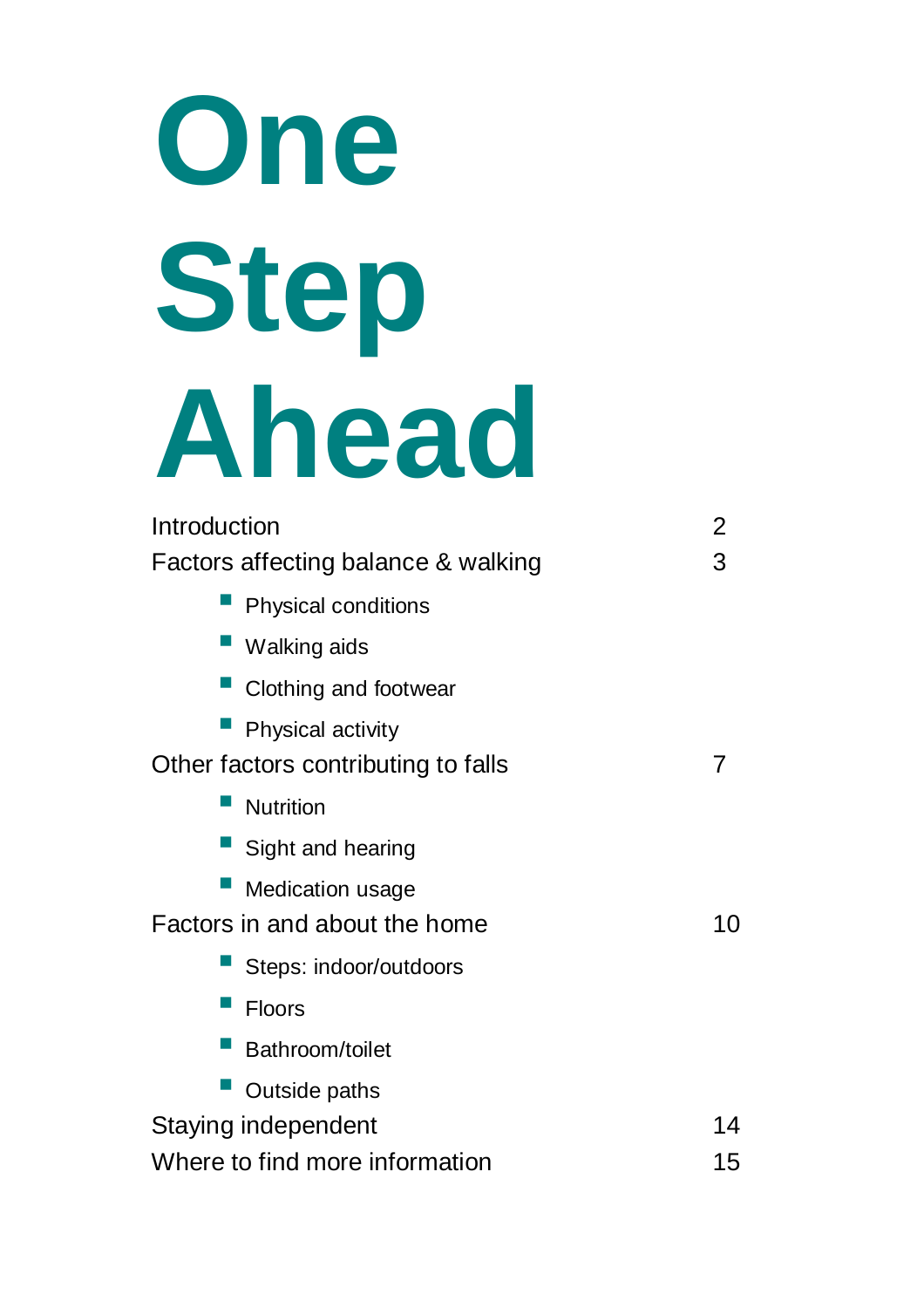# One Step Ahead

| | |
|---|---|
| Introduction | 2 |
| Factors affecting balance & walking | 3 |
| - Physical conditions | |
| - Walking aids | |
| - Clothing and footwear | |
| - Physical activity | |
| Other factors contributing to falls | 7 |
| - Nutrition | |
| - Sight and hearing | |
| - Medication usage | |
| Factors in and about the home | 10 |
| - Steps: indoor/outdoors | |
| - Floors | |
| - Bathroom/toilet | |
| - Outside paths | |
| Staying independent | 14 |
| Where to find more information | 15 |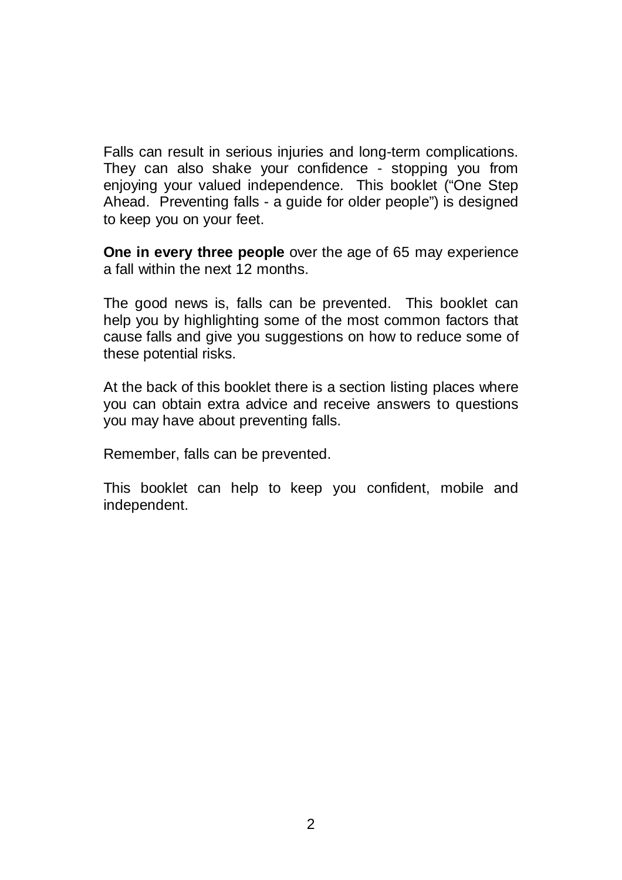Falls can result in serious injuries and long-term complications. They can also shake your confidence - stopping you from enjoying your valued independence. This booklet ("One Step Ahead. Preventing falls - a guide for older people") is designed to keep you on your feet.

**One in every three people** over the age of 65 may experience a fall within the next 12 months.

The good news is, falls can be prevented. This booklet can help you by highlighting some of the most common factors that cause falls and give you suggestions on how to reduce some of these potential risks.

At the back of this booklet there is a section listing places where you can obtain extra advice and receive answers to questions you may have about preventing falls.

Remember, falls can be prevented.

This booklet can help to keep you confident, mobile and independent.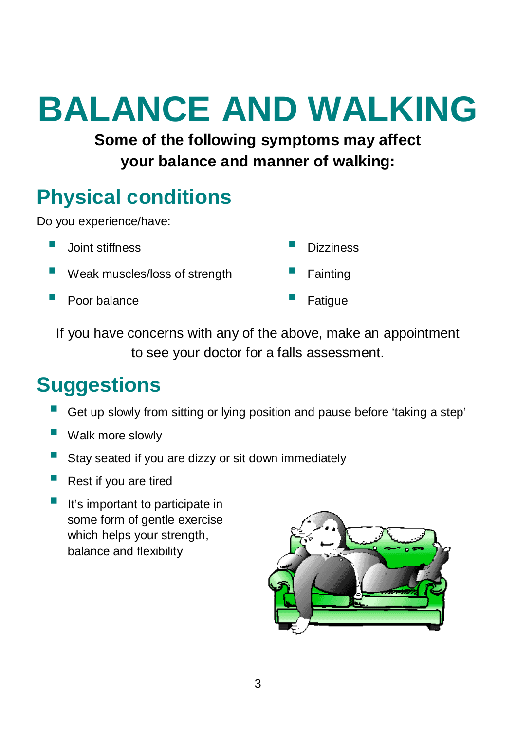# BALANCE AND WALKING

**Some of the following symptoms may affect your balance and manner of walking:**

## Physical conditions

Do you experience/have:

- Joint stiffness
- Weak muscles/loss of strength
- Poor balance
- Dizziness
- Fainting
- Fatigue

If you have concerns with any of the above, make an appointment to see your doctor for a falls assessment.

## Suggestions

- Get up slowly from sitting or lying position and pause before 'taking a step'
- Walk more slowly
- Stay seated if you are dizzy or sit down immediately
- Rest if you are tired
- It's important to participate in some form of gentle exercise which helps your strength, balance and flexibility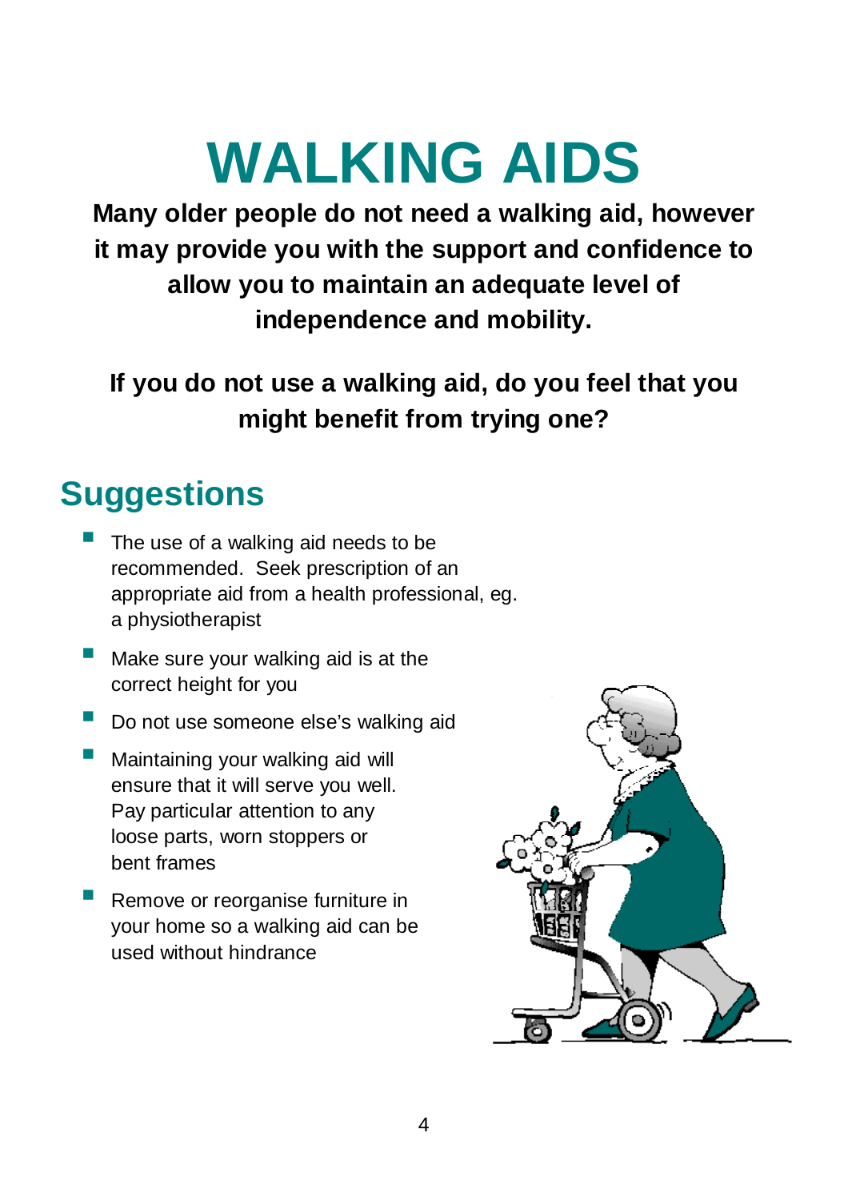# WALKING AIDS

**Many older people do not need a walking aid, however it may provide you with the support and confidence to allow you to maintain an adequate level of independence and mobility.**

**If you do not use a walking aid, do you feel that you might benefit from trying one?**

## Suggestions

- The use of a walking aid needs to be recommended. Seek prescription of an appropriate aid from a health professional, eg. a physiotherapist
- Make sure your walking aid is at the correct height for you
- Do not use someone else's walking aid
- Maintaining your walking aid will ensure that it will serve you well. Pay particular attention to any loose parts, worn stoppers or bent frames
- Remove or reorganise furniture in your home so a walking aid can be used without hindrance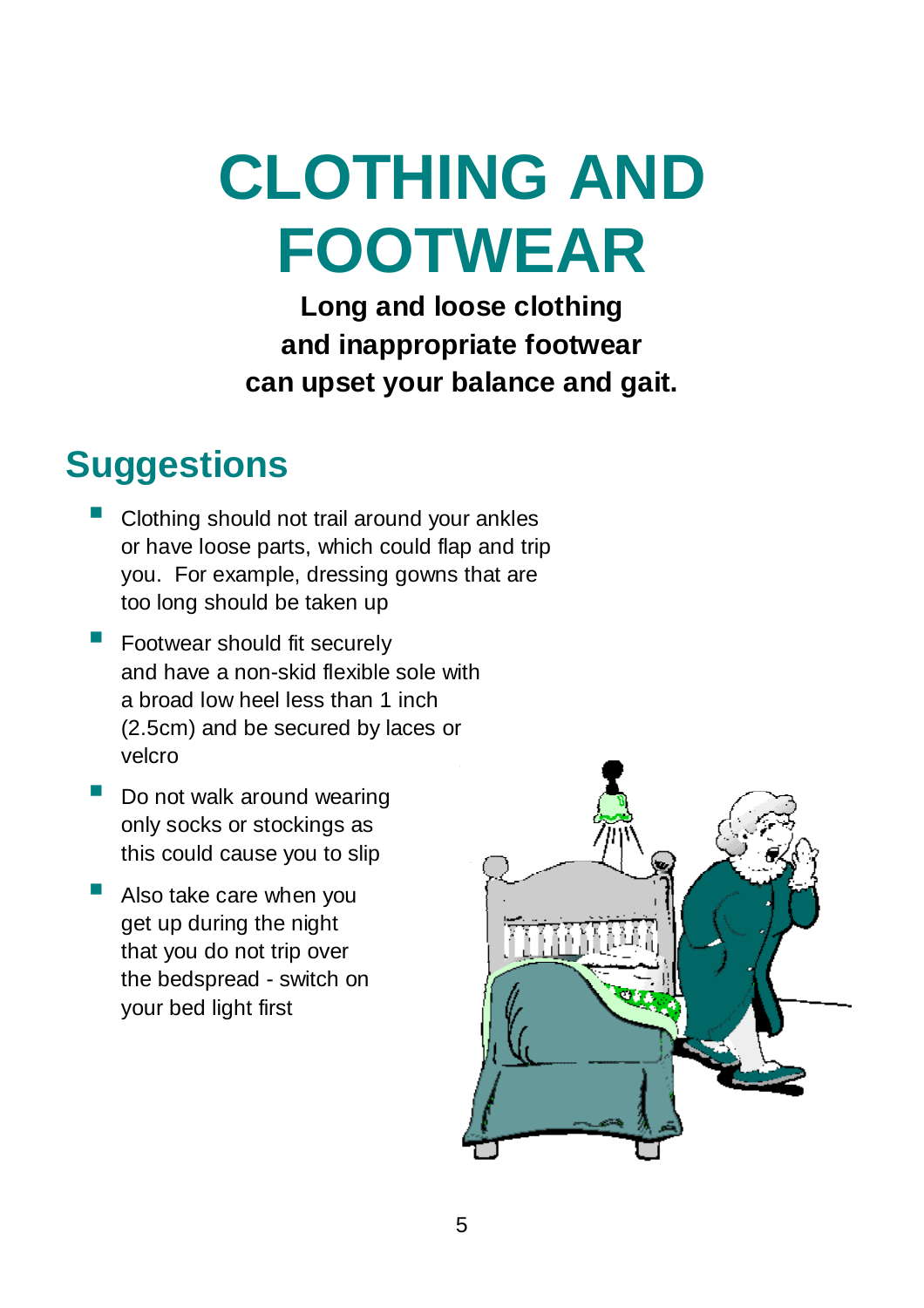# CLOTHING AND FOOTWEAR

**Long and loose clothing and inappropriate footwear can upset your balance and gait.**

## Suggestions

- Clothing should not trail around your ankles or have loose parts, which could flap and trip you. For example, dressing gowns that are too long should be taken up
- Footwear should fit securely and have a non-skid flexible sole with a broad low heel less than 1 inch (2.5cm) and be secured by laces or velcro
- Do not walk around wearing only socks or stockings as this could cause you to slip
- Also take care when you get up during the night that you do not trip over the bedspread - switch on your bed light first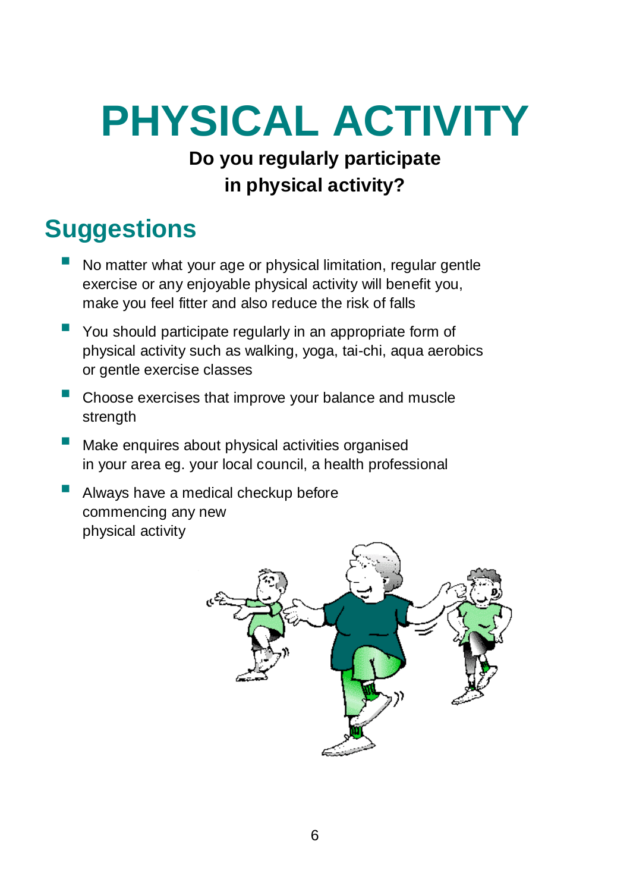# PHYSICAL ACTIVITY

**Do you regularly participate in physical activity?**

## Suggestions

- No matter what your age or physical limitation, regular gentle exercise or any enjoyable physical activity will benefit you, make you feel fitter and also reduce the risk of falls
- You should participate regularly in an appropriate form of physical activity such as walking, yoga, tai-chi, aqua aerobics or gentle exercise classes
- Choose exercises that improve your balance and muscle strength
- Make enquires about physical activities organised in your area eg. your local council, a health professional
- Always have a medical checkup before commencing any new physical activity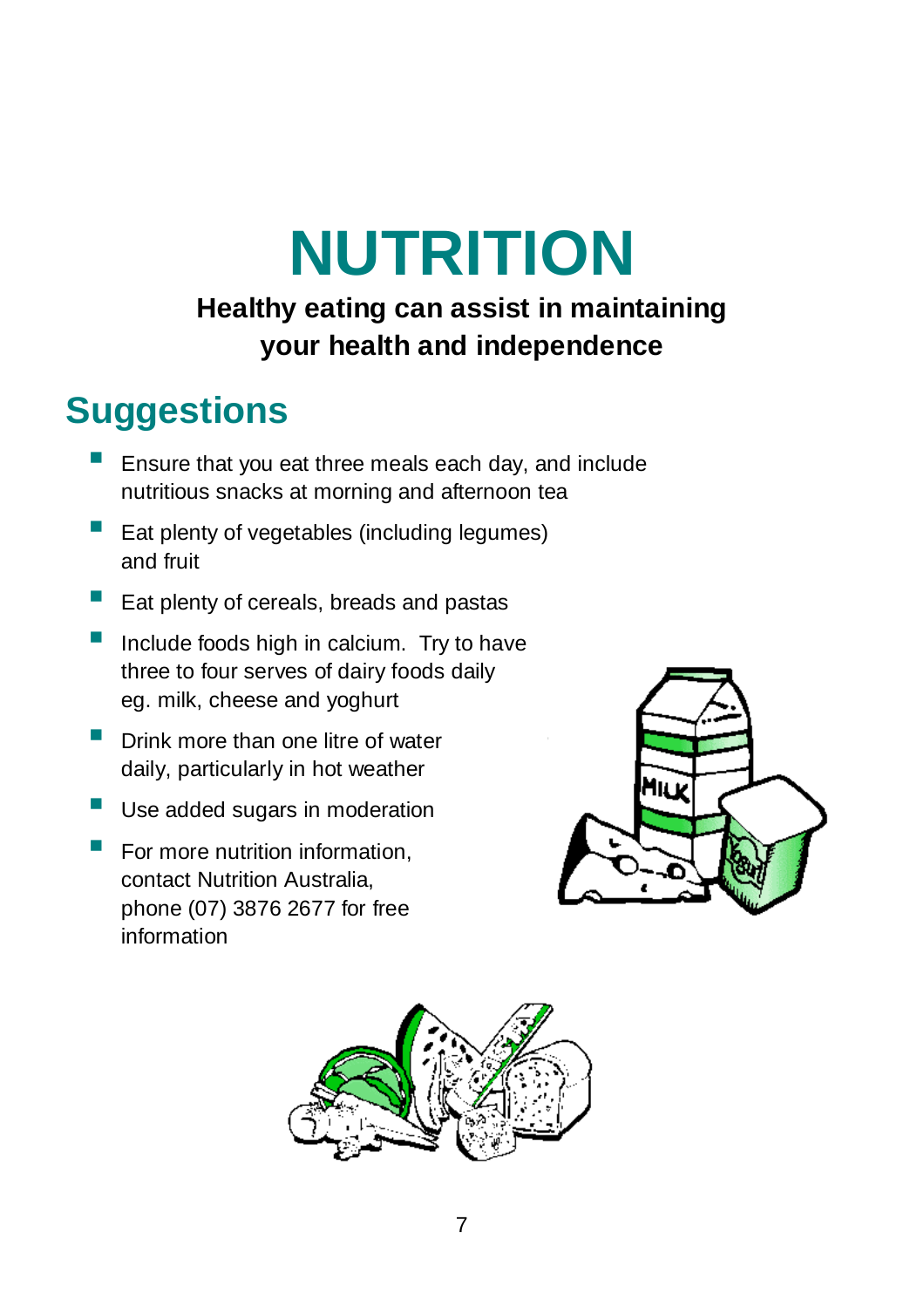# NUTRITION

**Healthy eating can assist in maintaining your health and independence**

## Suggestions

- Ensure that you eat three meals each day, and include nutritious snacks at morning and afternoon tea
- Eat plenty of vegetables (including legumes) and fruit
- Eat plenty of cereals, breads and pastas
- Include foods high in calcium. Try to have three to four serves of dairy foods daily eg. milk, cheese and yoghurt
- Drink more than one litre of water daily, particularly in hot weather
- Use added sugars in moderation
- For more nutrition information, contact Nutrition Australia, phone (07) 3876 2677 for free information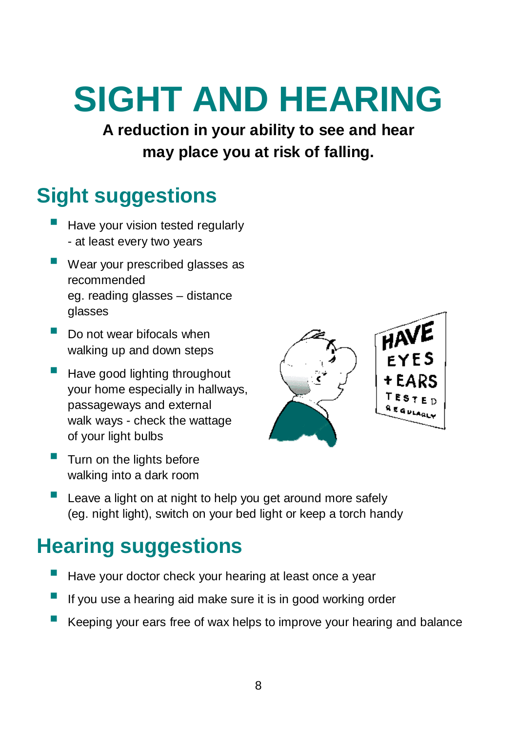# SIGHT AND HEARING

**A reduction in your ability to see and hear may place you at risk of falling.**

## Sight suggestions

- Have your vision tested regularly - at least every two years
- Wear your prescribed glasses as recommended eg. reading glasses – distance glasses
- Do not wear bifocals when walking up and down steps
- Have good lighting throughout your home especially in hallways, passageways and external walk ways - check the wattage of your light bulbs
- Turn on the lights before walking into a dark room
- Leave a light on at night to help you get around more safely (eg. night light), switch on your bed light or keep a torch handy

## Hearing suggestions

- Have your doctor check your hearing at least once a year
- If you use a hearing aid make sure it is in good working order
- Keeping your ears free of wax helps to improve your hearing and balance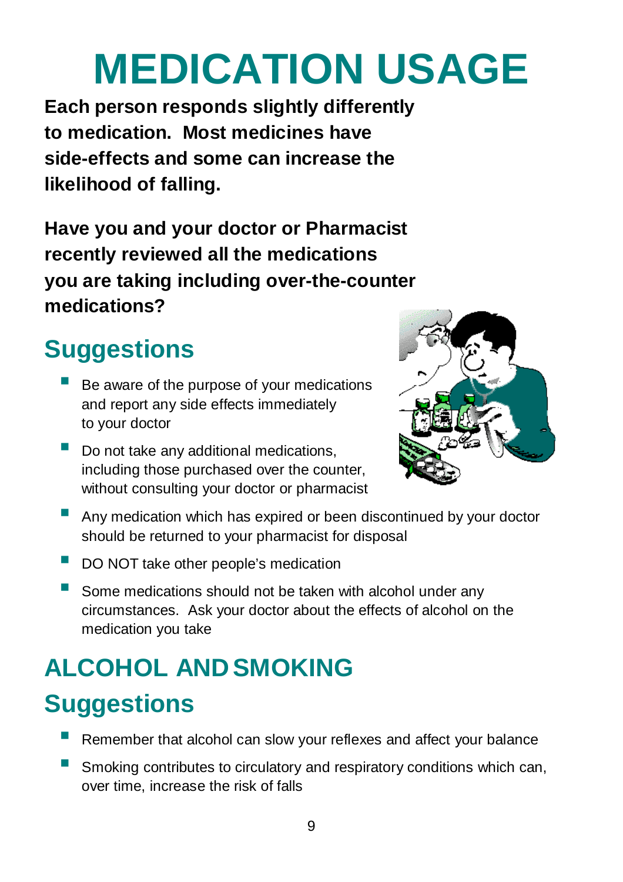# MEDICATION USAGE

**Each person responds slightly differently to medication. Most medicines have side-effects and some can increase the likelihood of falling.**

**Have you and your doctor or Pharmacist recently reviewed all the medications you are taking including over-the-counter medications?**

## Suggestions

- Be aware of the purpose of your medications and report any side effects immediately to your doctor
- Do not take any additional medications, including those purchased over the counter, without consulting your doctor or pharmacist
- Any medication which has expired or been discontinued by your doctor should be returned to your pharmacist for disposal
- DO NOT take other people's medication
- Some medications should not be taken with alcohol under any circumstances. Ask your doctor about the effects of alcohol on the medication you take

## ALCOHOL AND SMOKING

## Suggestions

- Remember that alcohol can slow your reflexes and affect your balance
- Smoking contributes to circulatory and respiratory conditions which can, over time, increase the risk of falls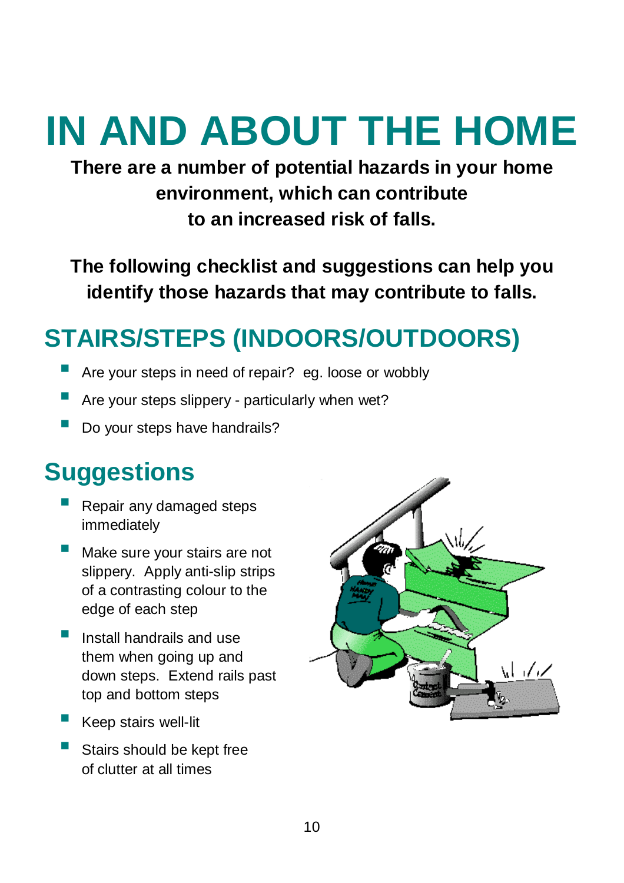# IN AND ABOUT THE HOME

**There are a number of potential hazards in your home environment, which can contribute to an increased risk of falls.**

**The following checklist and suggestions can help you identify those hazards that may contribute to falls.**

## STAIRS/STEPS (INDOORS/OUTDOORS)

- Are your steps in need of repair? eg. loose or wobbly
- Are your steps slippery - particularly when wet?
- Do your steps have handrails?

## Suggestions

- Repair any damaged steps immediately
- Make sure your stairs are not slippery. Apply anti-slip strips of a contrasting colour to the edge of each step
- Install handrails and use them when going up and down steps. Extend rails past top and bottom steps
- Keep stairs well-lit
- Stairs should be kept free of clutter at all times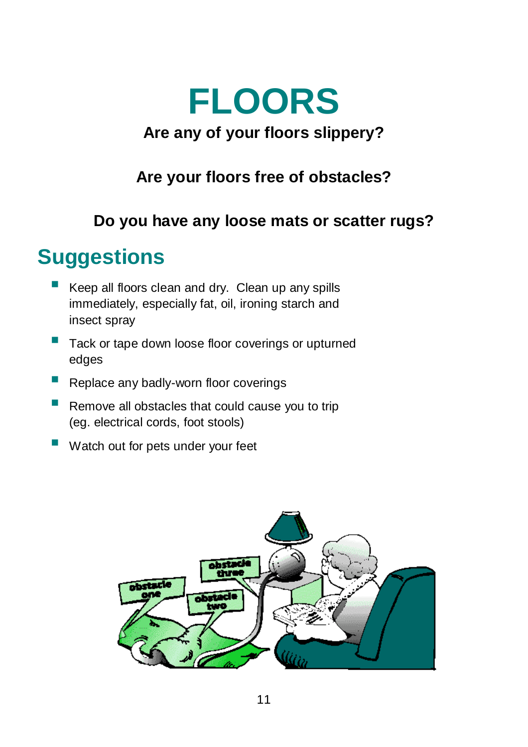# FLOORS

**Are any of your floors slippery?**

**Are your floors free of obstacles?**

**Do you have any loose mats or scatter rugs?**

## Suggestions

- Keep all floors clean and dry. Clean up any spills immediately, especially fat, oil, ironing starch and insect spray
- Tack or tape down loose floor coverings or upturned edges
- Replace any badly-worn floor coverings
- Remove all obstacles that could cause you to trip (eg. electrical cords, foot stools)
- Watch out for pets under your feet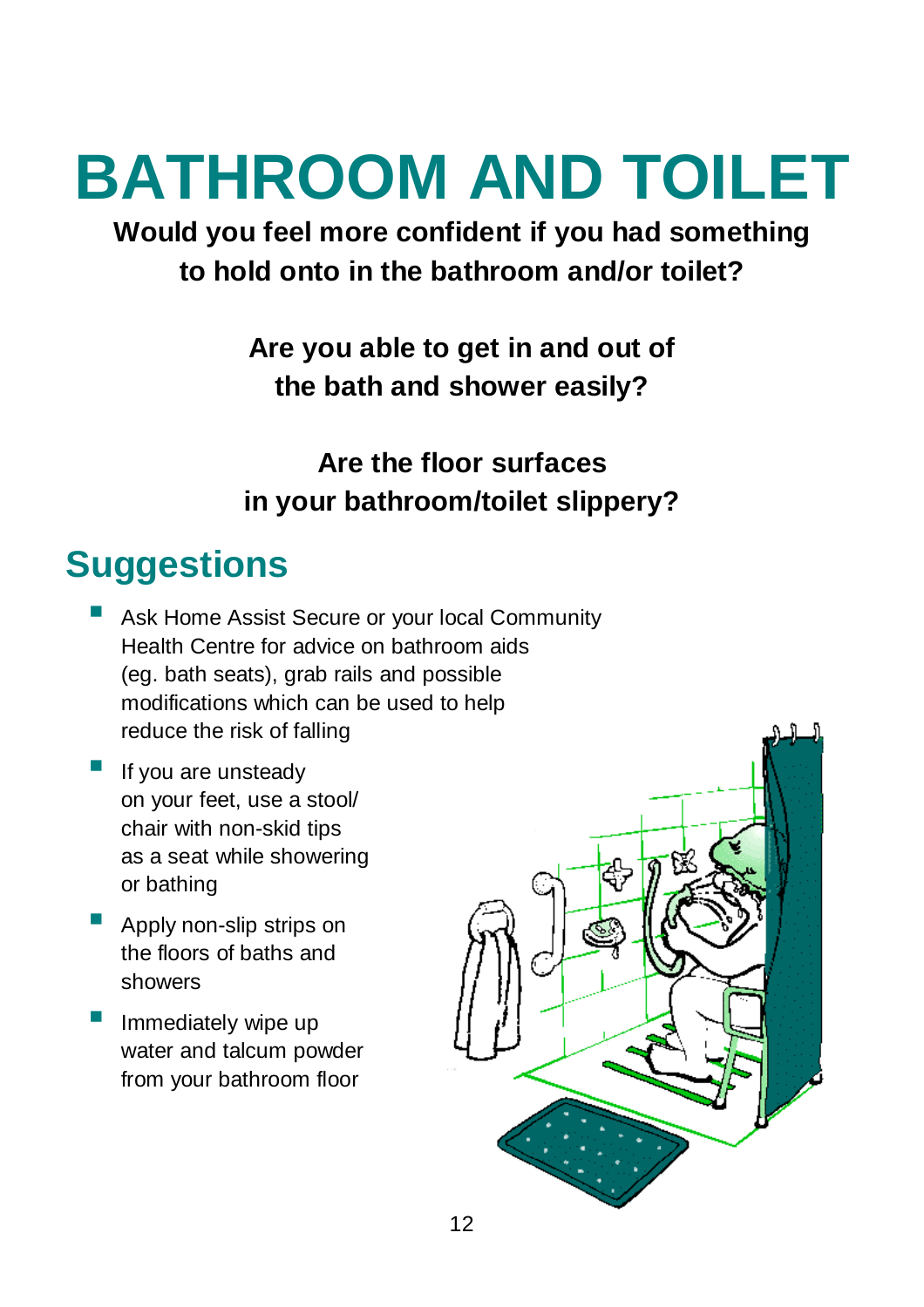# BATHROOM AND TOILET

**Would you feel more confident if you had something to hold onto in the bathroom and/or toilet?**

**Are you able to get in and out of the bath and shower easily?**

**Are the floor surfaces in your bathroom/toilet slippery?**

## Suggestions

- Ask Home Assist Secure or your local Community Health Centre for advice on bathroom aids (eg. bath seats), grab rails and possible modifications which can be used to help reduce the risk of falling
- If you are unsteady on your feet, use a stool/ chair with non-skid tips as a seat while showering or bathing
- Apply non-slip strips on the floors of baths and showers
- Immediately wipe up water and talcum powder from your bathroom floor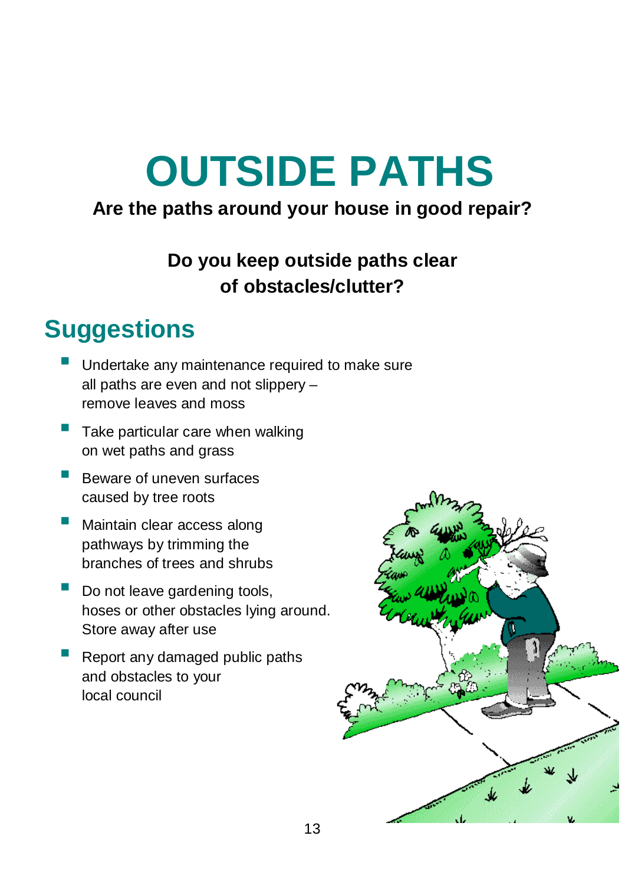# OUTSIDE PATHS

**Are the paths around your house in good repair?**

**Do you keep outside paths clear of obstacles/clutter?**

## Suggestions

- Undertake any maintenance required to make sure all paths are even and not slippery – remove leaves and moss
- Take particular care when walking on wet paths and grass
- Beware of uneven surfaces caused by tree roots
- Maintain clear access along pathways by trimming the branches of trees and shrubs
- Do not leave gardening tools, hoses or other obstacles lying around. Store away after use
- Report any damaged public paths and obstacles to your local council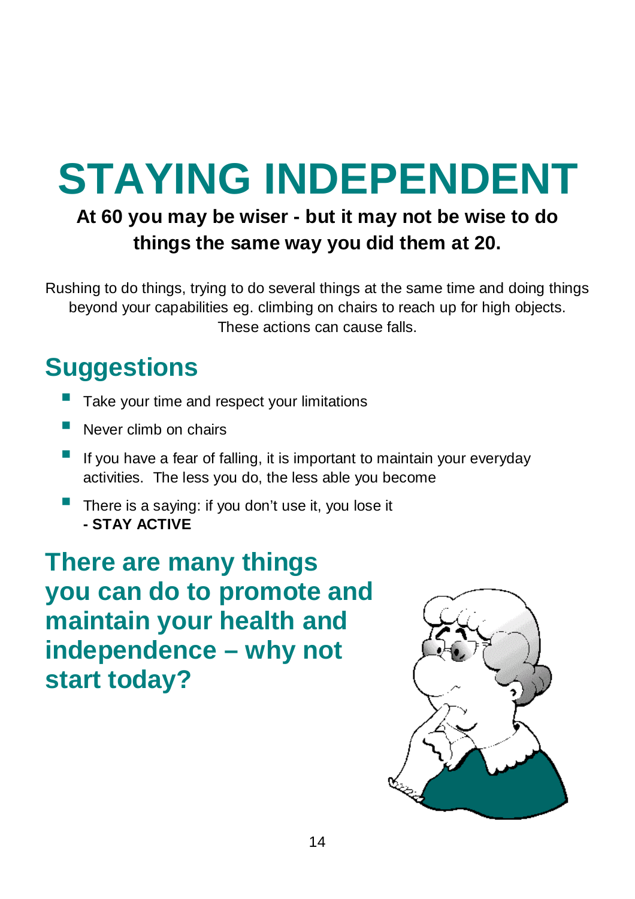# STAYING INDEPENDENT

**At 60 you may be wiser - but it may not be wise to do things the same way you did them at 20.**

Rushing to do things, trying to do several things at the same time and doing things beyond your capabilities eg. climbing on chairs to reach up for high objects. These actions can cause falls.

## Suggestions

- Take your time and respect your limitations
- Never climb on chairs
- If you have a fear of falling, it is important to maintain your everyday activities. The less you do, the less able you become
- There is a saying: if you don't use it, you lose it **- STAY ACTIVE**

## There are many things you can do to promote and maintain your health and independence – why not start today?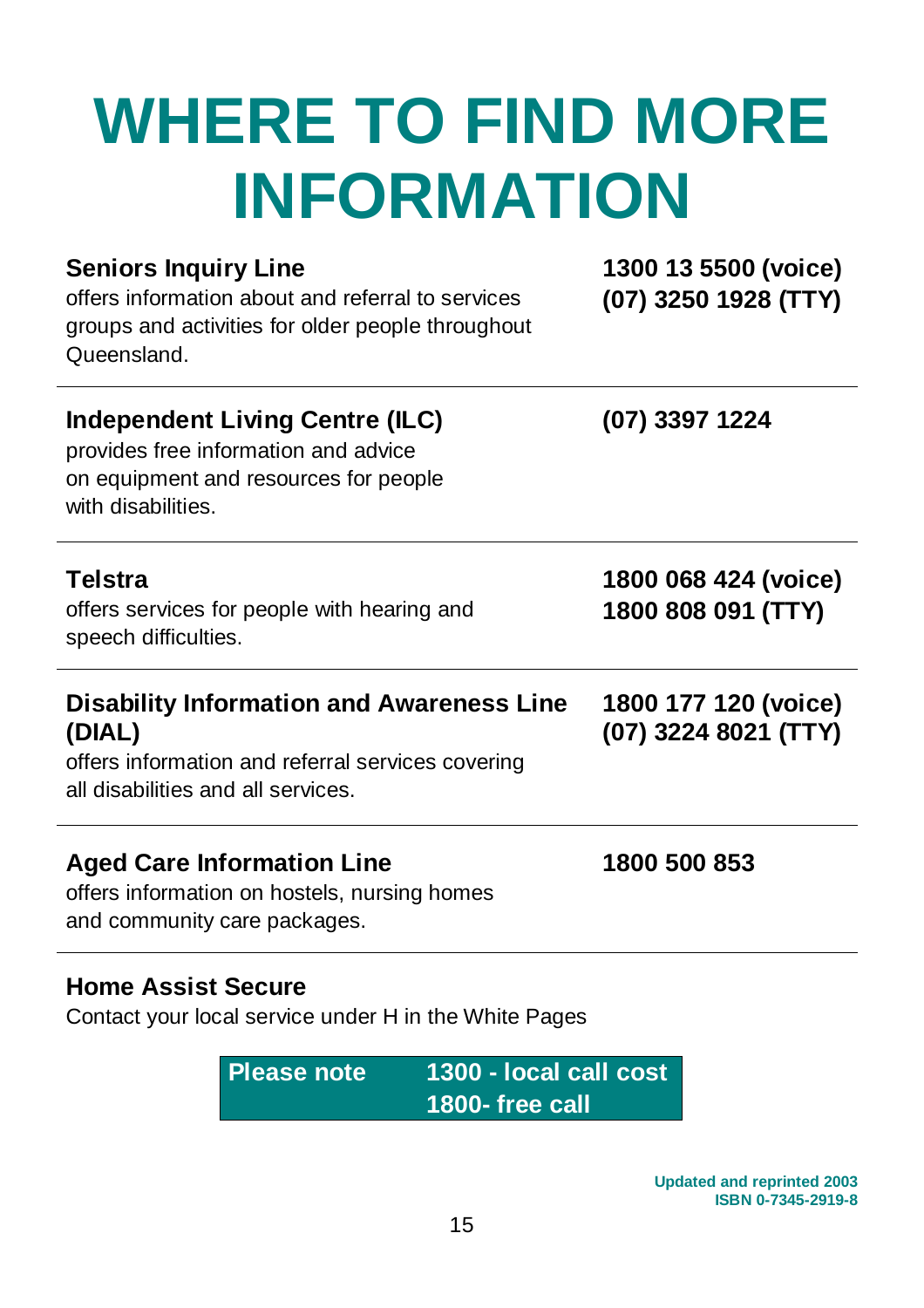# WHERE TO FIND MORE INFORMATION

**Seniors Inquiry Line**
offers information about and referral to services groups and activities for older people throughout Queensland.

**1300 13 5500 (voice)**
**(07) 3250 1928 (TTY)**

---

**Independent Living Centre (ILC)**
provides free information and advice on equipment and resources for people with disabilities.

**(07) 3397 1224**

---

**Telstra**
offers services for people with hearing and speech difficulties.

**1800 068 424 (voice)**
**1800 808 091 (TTY)**

---

**Disability Information and Awareness Line (DIAL)**
offers information and referral services covering all disabilities and all services.

**1800 177 120 (voice)**
**(07) 3224 8021 (TTY)**

---

**Aged Care Information Line**
offers information on hostels, nursing homes and community care packages.

**1800 500 853**

---

**Home Assist Secure**
Contact your local service under H in the White Pages

| | |
|---|---|
| **Please note** | **1300 - local call cost**<br>**1800- free call** |

Updated and reprinted 2003
ISBN 0-7345-2919-8